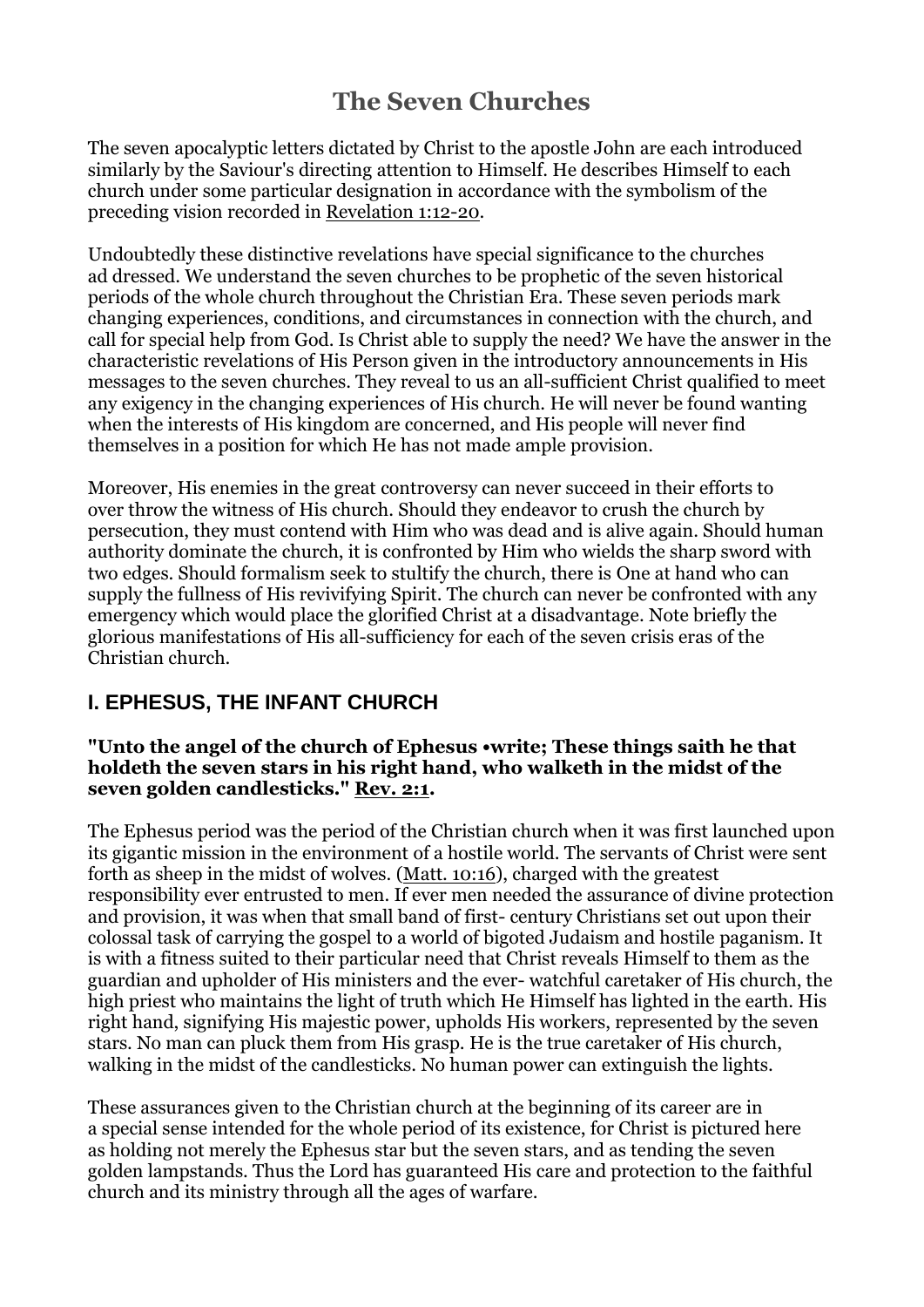# The Seven Churches

The seven apocalyptic letters dictated by Christ to the apostle John are each introduced similarly by the Saviour's directing attention to Himself. He describes Himself to each church under some particular designation in accordance with the symbolism of the preceding vision recorded in Revelation 1:12-20.

Undoubtedly these distinctive revelations have special significance to the churches ad dressed. We understand the seven churches to be prophetic of the seven historical periods of the whole church throughout the Christian Era. These seven periods mark changing experiences, conditions, and circumstances in connection with the church, and call for special help from God. Is Christ able to supply the need? We have the answer in the characteristic revelations of His Person given in the introductory announcements in His messages to the seven churches. They reveal to us an all-sufficient Christ qualified to meet any exigency in the changing experiences of His church. He will never be found wanting when the interests of His kingdom are concerned, and His people will never find themselves in a position for which He has not made ample provision.

Moreover, His enemies in the great controversy can never succeed in their efforts to over throw the witness of His church. Should they endeavor to crush the church by persecution, they must contend with Him who was dead and is alive again. Should human authority dominate the church, it is confronted by Him who wields the sharp sword with two edges. Should formalism seek to stultify the church, there is One at hand who can supply the fullness of His revivifying Spirit. The church can never be confronted with any emergency which would place the glorified Christ at a disadvantage. Note briefly the glorious manifestations of His all-sufficiency for each of the seven crisis eras of the Christian church.

## I. EPHESUS, THE INFANT CHURCH

**"Unto the angel of the church of Ephesus •write; These things saith he that holdeth the seven stars in his right hand, who walketh in the midst of the seven golden candlesticks." Rev. 2:1.**

The Ephesus period was the period of the Christian church when it was first launched upon its gigantic mission in the environment of a hostile world. The servants of Christ were sent forth as sheep in the midst of wolves. (Matt. 10:16), charged with the greatest responsibility ever entrusted to men. If ever men needed the assurance of divine protection and provision, it was when that small band of first- century Christians set out upon their colossal task of carrying the gospel to a world of bigoted Judaism and hostile paganism. It is with a fitness suited to their particular need that Christ reveals Himself to them as the guardian and upholder of His ministers and the ever- watchful caretaker of His church, the high priest who maintains the light of truth which He Himself has lighted in the earth. His right hand, signifying His majestic power, upholds His workers, represented by the seven stars. No man can pluck them from His grasp. He is the true caretaker of His church, walking in the midst of the candlesticks. No human power can extinguish the lights.

These assurances given to the Christian church at the beginning of its career are in a special sense intended for the whole period of its existence, for Christ is pictured here as holding not merely the Ephesus star but the seven stars, and as tending the seven golden lampstands. Thus the Lord has guaranteed His care and protection to the faithful church and its ministry through all the ages of warfare.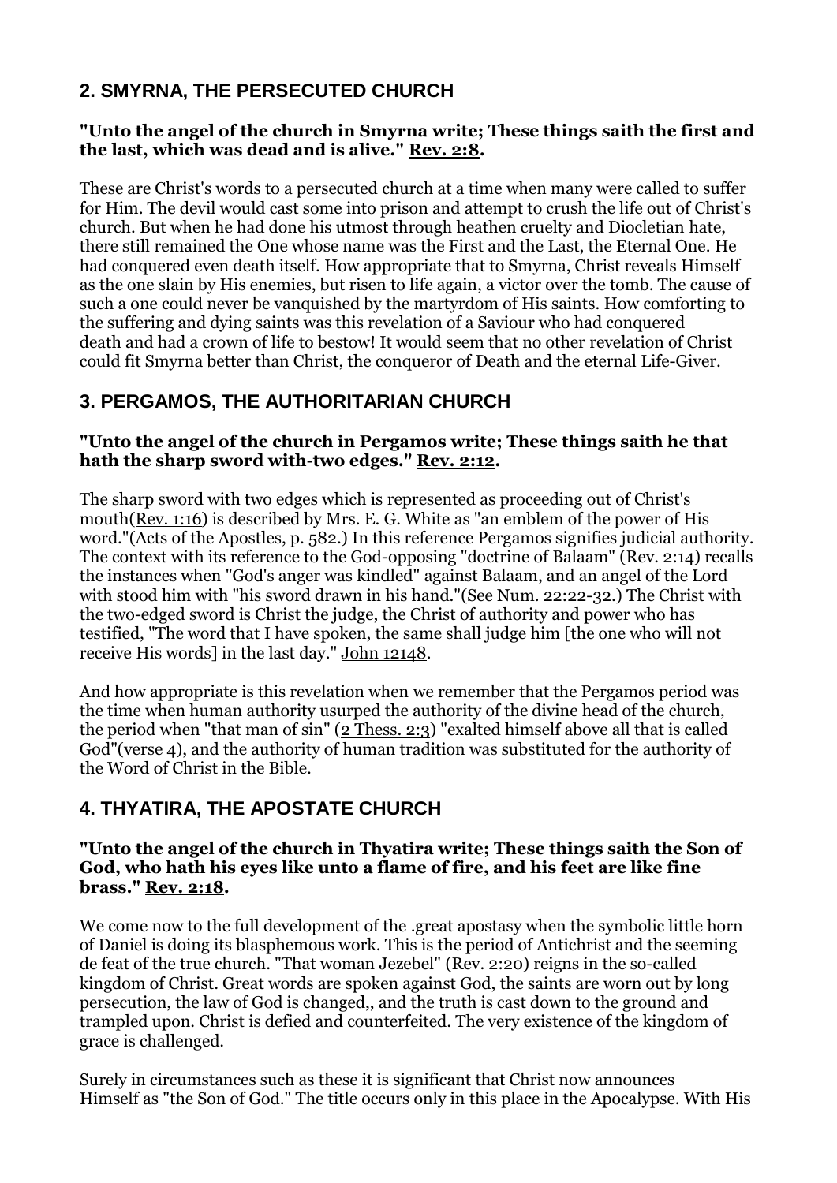## 2. SMYRNA, THE PERSECUTED CHURCH

**"Unto the angel of the church in Smyrna write; These things saith the first and the last, which was dead and is alive." Rev. 2:8.**

These are Christ's words to a persecuted church at a time when many were called to suffer for Him. The devil would cast some into prison and attempt to crush the life out of Christ's church. But when he had done his utmost through heathen cruelty and Diocletian hate, there still remained the One whose name was the First and the Last, the Eternal One. He had conquered even death itself. How appropriate that to Smyrna, Christ reveals Himself as the one slain by His enemies, but risen to life again, a victor over the tomb. The cause of such a one could never be vanquished by the martyrdom of His saints. How comforting to the suffering and dying saints was this revelation of a Saviour who had conquered death and had a crown of life to bestow! It would seem that no other revelation of Christ could fit Smyrna better than Christ, the conqueror of Death and the eternal Life-Giver.

## 3. PERGAMOS, THE AUTHORITARIAN CHURCH

**"Unto the angel of the church in Pergamos write; These things saith he that hath the sharp sword with-two edges." Rev. 2:12.**

The sharp sword with two edges which is represented as proceeding out of Christ's mouth(Rev. 1:16) is described by Mrs. E. G. White as "an emblem of the power of His word."(Acts of the Apostles, p. 582.) In this reference Pergamos signifies judicial authority. The context with its reference to the God-opposing "doctrine of Balaam" (Rev. 2:14) recalls the instances when "God's anger was kindled" against Balaam, and an angel of the Lord with stood him with "his sword drawn in his hand."(See Num. 22:22-32.) The Christ with the two-edged sword is Christ the judge, the Christ of authority and power who has testified, "The word that I have spoken, the same shall judge him [the one who will not receive His words] in the last day." John 12148.

And how appropriate is this revelation when we remember that the Pergamos period was the time when human authority usurped the authority of the divine head of the church, the period when "that man of sin" (2 Thess. 2:3) "exalted himself above all that is called God"(verse 4), and the authority of human tradition was substituted for the authority of the Word of Christ in the Bible.

## 4. THYATIRA, THE APOSTATE CHURCH

**"Unto the angel of the church in Thyatira write; These things saith the Son of God, who hath his eyes like unto a flame of fire, and his feet are like fine brass." Rev. 2:18.**

We come now to the full development of the .great apostasy when the symbolic little horn of Daniel is doing its blasphemous work. This is the period of Antichrist and the seeming de feat of the true church. "That woman Jezebel" (Rev. 2:20) reigns in the so-called kingdom of Christ. Great words are spoken against God, the saints are worn out by long persecution, the law of God is changed,, and the truth is cast down to the ground and trampled upon. Christ is defied and counterfeited. The very existence of the kingdom of grace is challenged.

Surely in circumstances such as these it is significant that Christ now announces Himself as "the Son of God." The title occurs only in this place in the Apocalypse. With His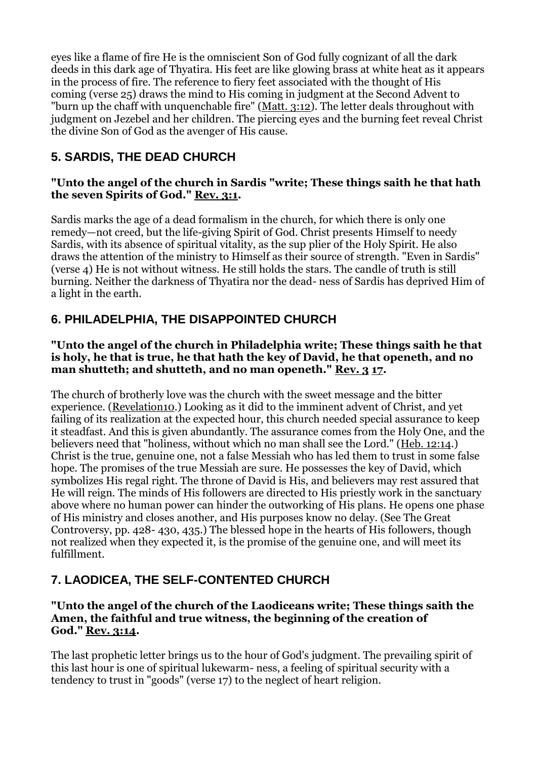eyes like a flame of fire He is the omniscient Son of God fully cognizant of all the dark deeds in this dark age of Thyatira. His feet are like glowing brass at white heat as it appears in the process of fire. The reference to fiery feet associated with the thought of His coming (verse 25) draws the mind to His coming in judgment at the Second Advent to "burn up the chaff with unquenchable fire" (Matt. 3:12). The letter deals throughout with judgment on Jezebel and her children. The piercing eyes and the burning feet reveal Christ the divine Son of God as the avenger of His cause.

## 5. SARDIS, THE DEAD CHURCH

**"Unto the angel of the church in Sardis "write; These things saith he that hath the seven Spirits of God." Rev. 3:1.**

Sardis marks the age of a dead formalism in the church, for which there is only one remedy—not creed, but the life-giving Spirit of God. Christ presents Himself to needy Sardis, with its absence of spiritual vitality, as the sup plier of the Holy Spirit. He also draws the attention of the ministry to Himself as their source of strength. "Even in Sardis" (verse 4) He is not without witness. He still holds the stars. The candle of truth is still burning. Neither the darkness of Thyatira nor the dead- ness of Sardis has deprived Him of a light in the earth.

## 6. PHILADELPHIA, THE DISAPPOINTED CHURCH

**"Unto the angel of the church in Philadelphia write; These things saith he that is holy, he that is true, he that hath the key of David, he that openeth, and no man shutteth; and shutteth, and no man openeth." Rev. 3 17.**

The church of brotherly love was the church with the sweet message and the bitter experience. (Revelation10.) Looking as it did to the imminent advent of Christ, and yet failing of its realization at the expected hour, this church needed special assurance to keep it steadfast. And this is given abundantly. The assurance comes from the Holy One, and the believers need that "holiness, without which no man shall see the Lord." (Heb. 12:14.) Christ is the true, genuine one, not a false Messiah who has led them to trust in some false hope. The promises of the true Messiah are sure. He possesses the key of David, which symbolizes His regal right. The throne of David is His, and believers may rest assured that He will reign. The minds of His followers are directed to His priestly work in the sanctuary above where no human power can hinder the outworking of His plans. He opens one phase of His ministry and closes another, and His purposes know no delay. (See The Great Controversy, pp. 428- 430, 435.) The blessed hope in the hearts of His followers, though not realized when they expected it, is the promise of the genuine one, and will meet its fulfillment.

## 7. LAODICEA, THE SELF-CONTENTED CHURCH

**"Unto the angel of the church of the Laodiceans write; These things saith the Amen, the faithful and true witness, the beginning of the creation of God." Rev. 3:14.**

The last prophetic letter brings us to the hour of God's judgment. The prevailing spirit of this last hour is one of spiritual lukewarm- ness, a feeling of spiritual security with a tendency to trust in "goods" (verse 17) to the neglect of heart religion.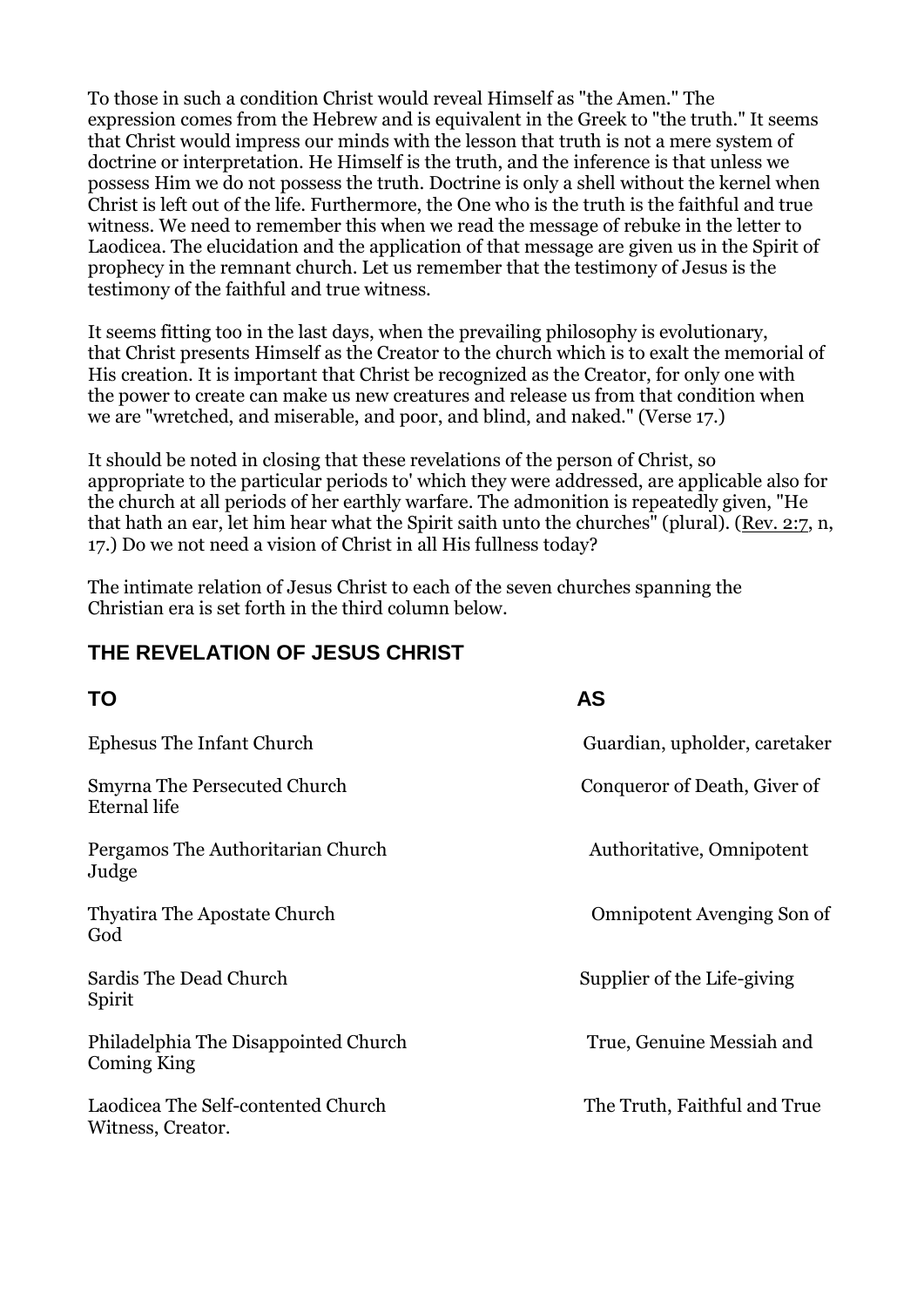To those in such a condition Christ would reveal Himself as "the Amen." The expression comes from the Hebrew and is equivalent in the Greek to "the truth." It seems that Christ would impress our minds with the lesson that truth is not a mere system of doctrine or interpretation. He Himself is the truth, and the inference is that unless we possess Him we do not possess the truth. Doctrine is only a shell without the kernel when Christ is left out of the life. Furthermore, the One who is the truth is the faithful and true witness. We need to remember this when we read the message of rebuke in the letter to Laodicea. The elucidation and the application of that message are given us in the Spirit of prophecy in the remnant church. Let us remember that the testimony of Jesus is the testimony of the faithful and true witness.

It seems fitting too in the last days, when the prevailing philosophy is evolutionary, that Christ presents Himself as the Creator to the church which is to exalt the memorial of His creation. It is important that Christ be recognized as the Creator, for only one with the power to create can make us new creatures and release us from that condition when we are "wretched, and miserable, and poor, and blind, and naked." (Verse 17.)

It should be noted in closing that these revelations of the person of Christ, so appropriate to the particular periods to' which they were addressed, are applicable also for the church at all periods of her earthly warfare. The admonition is repeatedly given, "He that hath an ear, let him hear what the Spirit saith unto the churches" (plural). (Rev. 2:7, n, 17.) Do we not need a vision of Christ in all His fullness today?

The intimate relation of Jesus Christ to each of the seven churches spanning the Christian era is set forth in the third column below.

## THE REVELATION OF JESUS CHRIST

| TO | | AS |
|---|---|---|
| Ephesus | The Infant Church | Guardian, upholder, caretaker |
| Smyrna | The Persecuted Church | Conqueror of Death, Giver of Eternal life |
| Pergamos | The Authoritarian Church | Authoritative, Omnipotent Judge |
| Thyatira | The Apostate Church | Omnipotent Avenging Son of God |
| Sardis | The Dead Church | Supplier of the Life-giving Spirit |
| Philadelphia | The Disappointed Church | True, Genuine Messiah and Coming King |
| Laodicea | The Self-contented Church | The Truth, Faithful and True Witness, Creator. |